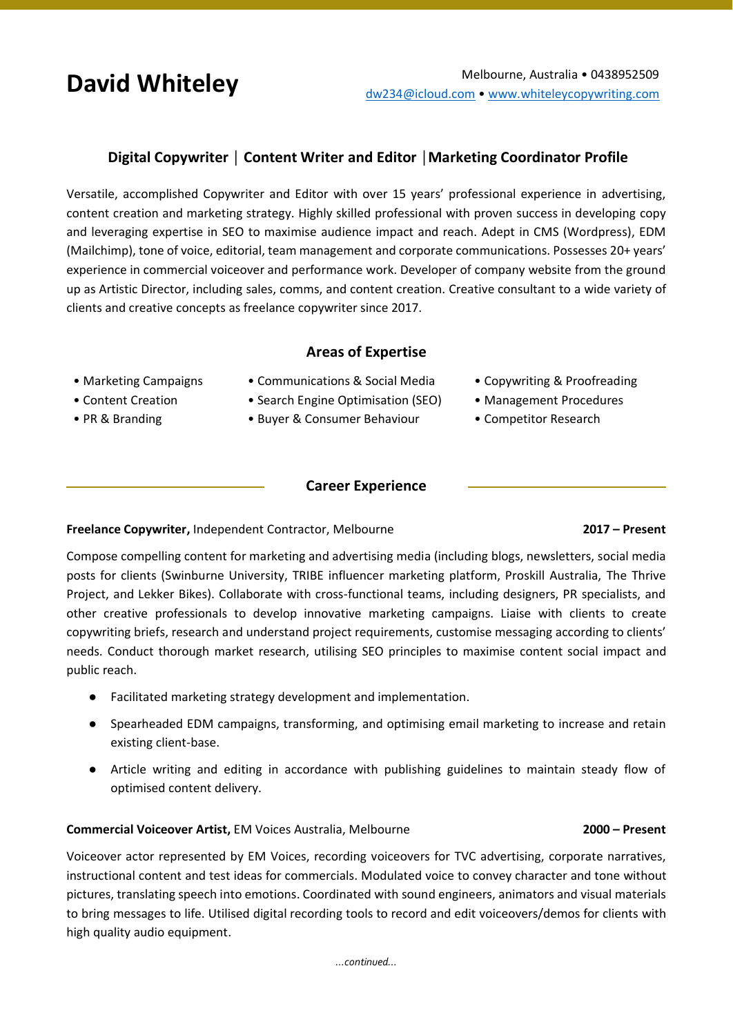# David Whiteley

Melbourne, Australia • 0438952509
dw234@icloud.com • www.whiteleycopywriting.com

## Digital Copywriter | Content Writer and Editor | Marketing Coordinator Profile

Versatile, accomplished Copywriter and Editor with over 15 years' professional experience in advertising, content creation and marketing strategy. Highly skilled professional with proven success in developing copy and leveraging expertise in SEO to maximise audience impact and reach. Adept in CMS (Wordpress), EDM (Mailchimp), tone of voice, editorial, team management and corporate communications. Possesses 20+ years' experience in commercial voiceover and performance work. Developer of company website from the ground up as Artistic Director, including sales, comms, and content creation. Creative consultant to a wide variety of clients and creative concepts as freelance copywriter since 2017.

## Areas of Expertise

- Marketing Campaigns
- Content Creation
- PR & Branding
- Communications & Social Media
- Search Engine Optimisation (SEO)
- Buyer & Consumer Behaviour
- Copywriting & Proofreading
- Management Procedures
- Competitor Research

## Career Experience

**Freelance Copywriter,** Independent Contractor, Melbourne **2017 – Present**

Compose compelling content for marketing and advertising media (including blogs, newsletters, social media posts for clients (Swinburne University, TRIBE influencer marketing platform, Proskill Australia, The Thrive Project, and Lekker Bikes). Collaborate with cross-functional teams, including designers, PR specialists, and other creative professionals to develop innovative marketing campaigns. Liaise with clients to create copywriting briefs, research and understand project requirements, customise messaging according to clients' needs. Conduct thorough market research, utilising SEO principles to maximise content social impact and public reach.

- Facilitated marketing strategy development and implementation.
- Spearheaded EDM campaigns, transforming, and optimising email marketing to increase and retain existing client-base.
- Article writing and editing in accordance with publishing guidelines to maintain steady flow of optimised content delivery.

**Commercial Voiceover Artist,** EM Voices Australia, Melbourne **2000 – Present**

Voiceover actor represented by EM Voices, recording voiceovers for TVC advertising, corporate narratives, instructional content and test ideas for commercials. Modulated voice to convey character and tone without pictures, translating speech into emotions. Coordinated with sound engineers, animators and visual materials to bring messages to life. Utilised digital recording tools to record and edit voiceovers/demos for clients with high quality audio equipment.

*...continued...*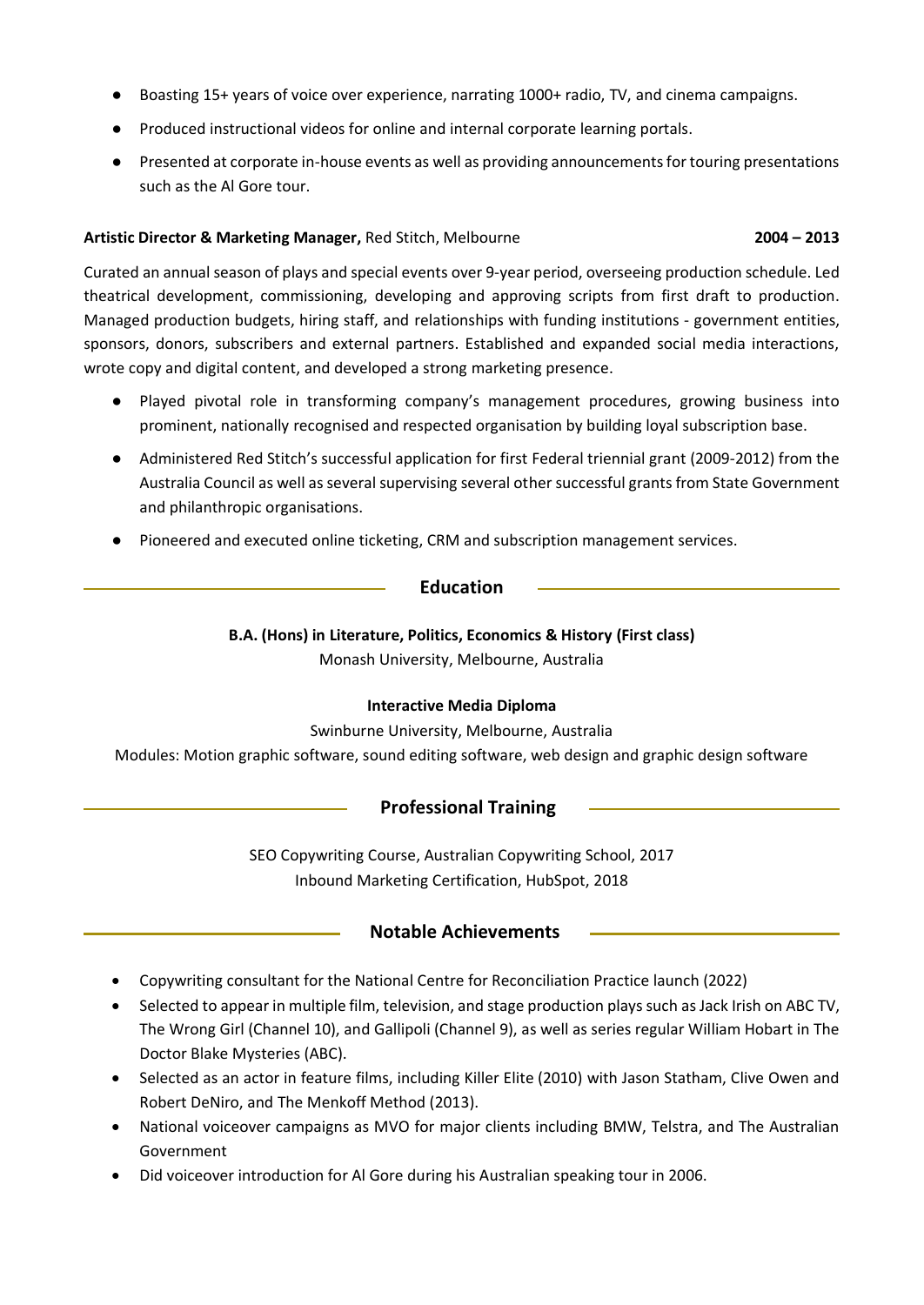- Boasting 15+ years of voice over experience, narrating 1000+ radio, TV, and cinema campaigns.
- Produced instructional videos for online and internal corporate learning portals.
- Presented at corporate in-house events as well as providing announcements for touring presentations such as the Al Gore tour.

**Artistic Director & Marketing Manager,** Red Stitch, Melbourne **2004 – 2013**

Curated an annual season of plays and special events over 9-year period, overseeing production schedule. Led theatrical development, commissioning, developing and approving scripts from first draft to production. Managed production budgets, hiring staff, and relationships with funding institutions - government entities, sponsors, donors, subscribers and external partners. Established and expanded social media interactions, wrote copy and digital content, and developed a strong marketing presence.

- Played pivotal role in transforming company's management procedures, growing business into prominent, nationally recognised and respected organisation by building loyal subscription base.
- Administered Red Stitch's successful application for first Federal triennial grant (2009-2012) from the Australia Council as well as several supervising several other successful grants from State Government and philanthropic organisations.
- Pioneered and executed online ticketing, CRM and subscription management services.

## Education

**B.A. (Hons) in Literature, Politics, Economics & History (First class)**
Monash University, Melbourne, Australia

**Interactive Media Diploma**
Swinburne University, Melbourne, Australia
Modules: Motion graphic software, sound editing software, web design and graphic design software

## Professional Training

SEO Copywriting Course, Australian Copywriting School, 2017
Inbound Marketing Certification, HubSpot, 2018

## Notable Achievements

- Copywriting consultant for the National Centre for Reconciliation Practice launch (2022)
- Selected to appear in multiple film, television, and stage production plays such as Jack Irish on ABC TV, The Wrong Girl (Channel 10), and Gallipoli (Channel 9), as well as series regular William Hobart in The Doctor Blake Mysteries (ABC).
- Selected as an actor in feature films, including Killer Elite (2010) with Jason Statham, Clive Owen and Robert DeNiro, and The Menkoff Method (2013).
- National voiceover campaigns as MVO for major clients including BMW, Telstra, and The Australian Government
- Did voiceover introduction for Al Gore during his Australian speaking tour in 2006.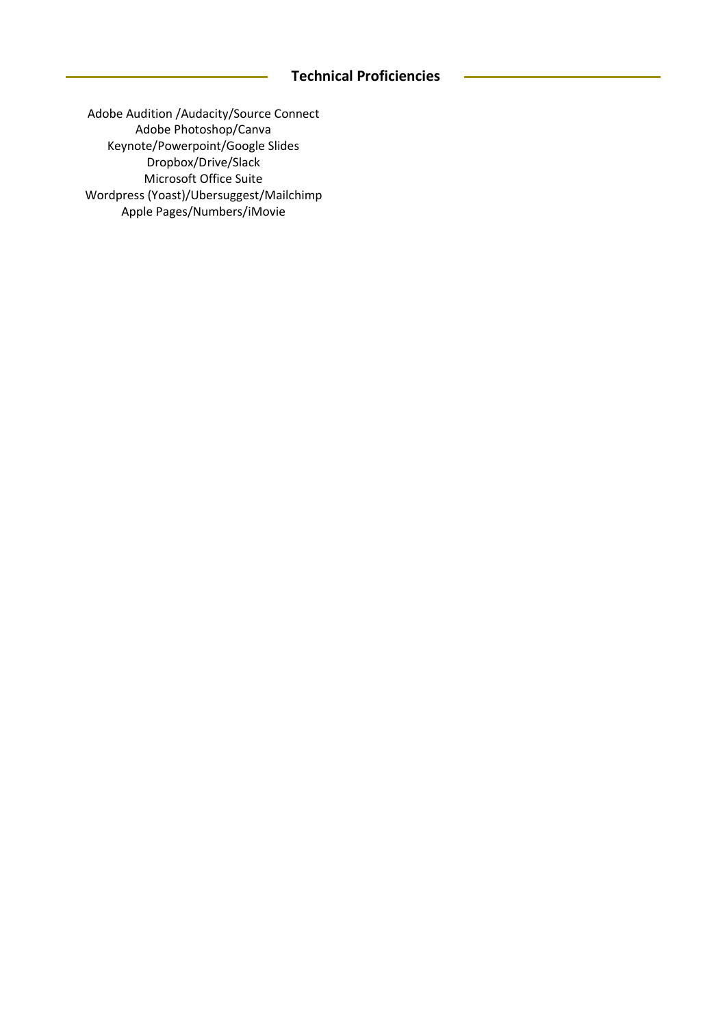## Technical Proficiencies

Adobe Audition /Audacity/Source Connect
Adobe Photoshop/Canva
Keynote/Powerpoint/Google Slides
Dropbox/Drive/Slack
Microsoft Office Suite
Wordpress (Yoast)/Ubersuggest/Mailchimp
Apple Pages/Numbers/iMovie